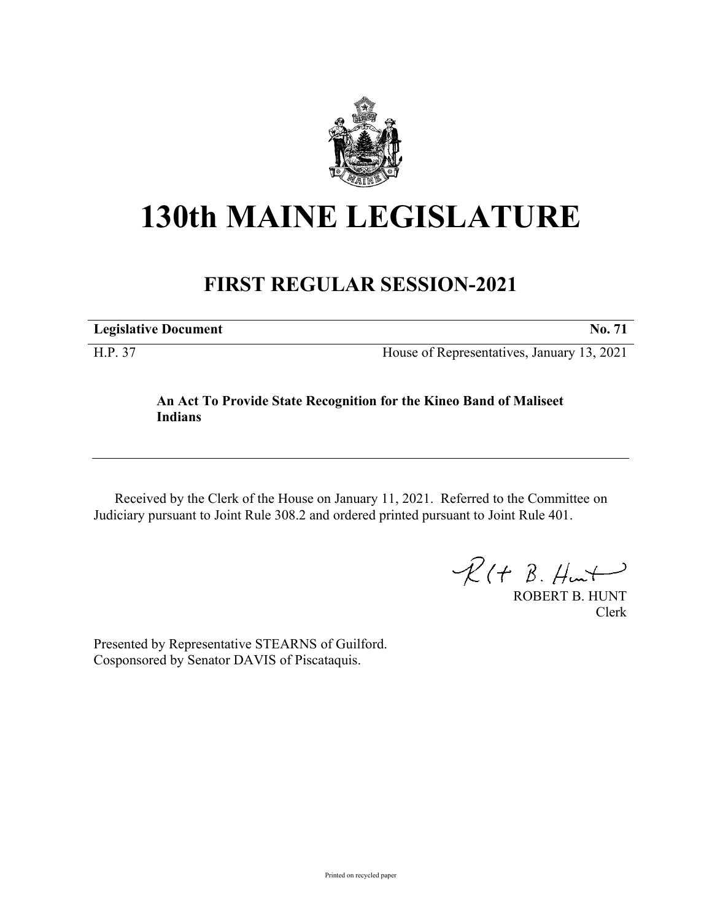# 130th MAINE LEGISLATURE

## FIRST REGULAR SESSION-2021

**Legislative Document** **No. 71**

H.P. 37 House of Representatives, January 13, 2021

**An Act To Provide State Recognition for the Kineo Band of Maliseet Indians**

Received by the Clerk of the House on January 11, 2021. Referred to the Committee on Judiciary pursuant to Joint Rule 308.2 and ordered printed pursuant to Joint Rule 401.

ROBERT B. HUNT
Clerk

Presented by Representative STEARNS of Guilford.
Cosponsored by Senator DAVIS of Piscataquis.

Printed on recycled paper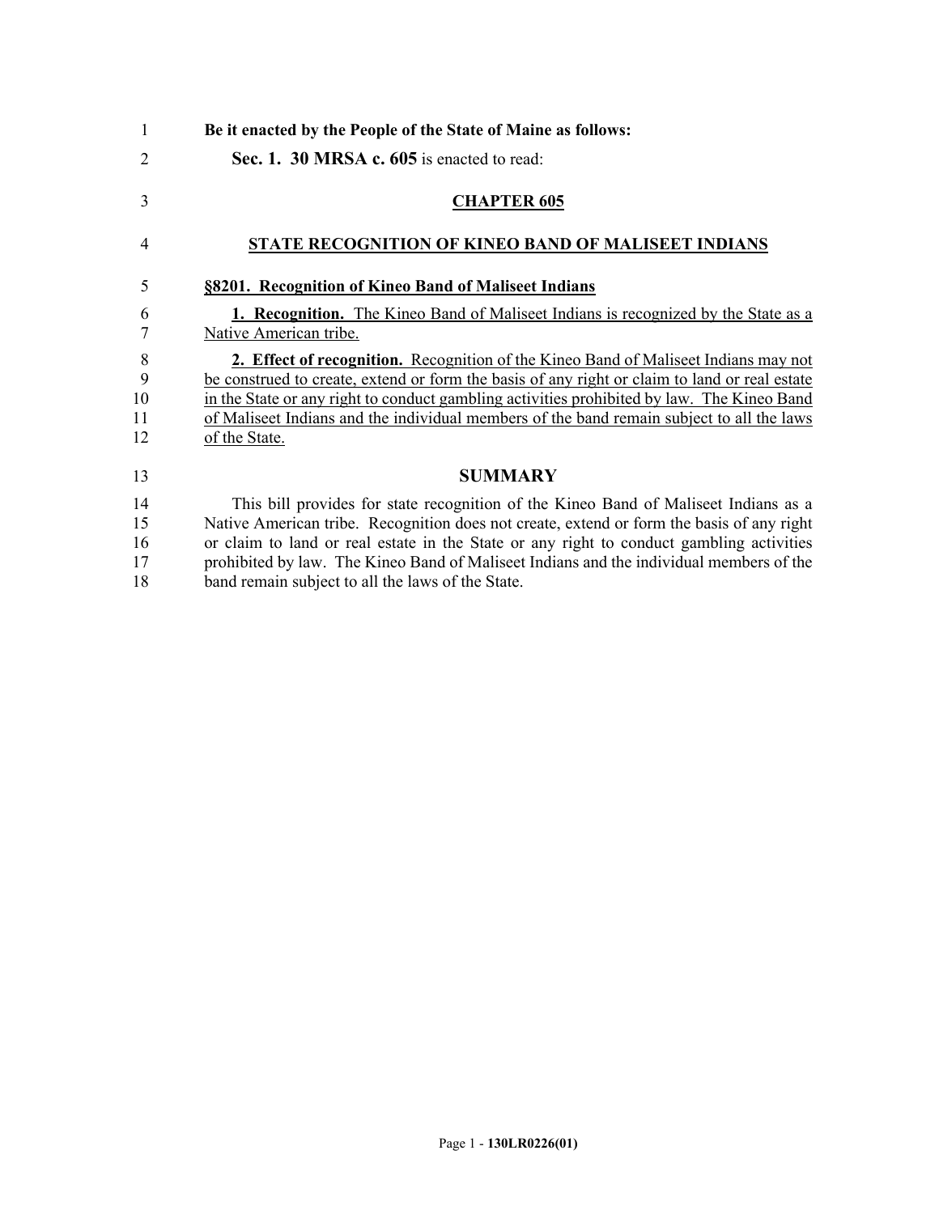**Be it enacted by the People of the State of Maine as follows:**

**Sec. 1. 30 MRSA c. 605** is enacted to read:

## CHAPTER 605

## STATE RECOGNITION OF KINEO BAND OF MALISEET INDIANS

### §8201. Recognition of Kineo Band of Maliseet Indians

**1. Recognition.** The Kineo Band of Maliseet Indians is recognized by the State as a Native American tribe.

**2. Effect of recognition.** Recognition of the Kineo Band of Maliseet Indians may not be construed to create, extend or form the basis of any right or claim to land or real estate in the State or any right to conduct gambling activities prohibited by law. The Kineo Band of Maliseet Indians and the individual members of the band remain subject to all the laws of the State.

## SUMMARY

This bill provides for state recognition of the Kineo Band of Maliseet Indians as a Native American tribe. Recognition does not create, extend or form the basis of any right or claim to land or real estate in the State or any right to conduct gambling activities prohibited by law. The Kineo Band of Maliseet Indians and the individual members of the band remain subject to all the laws of the State.